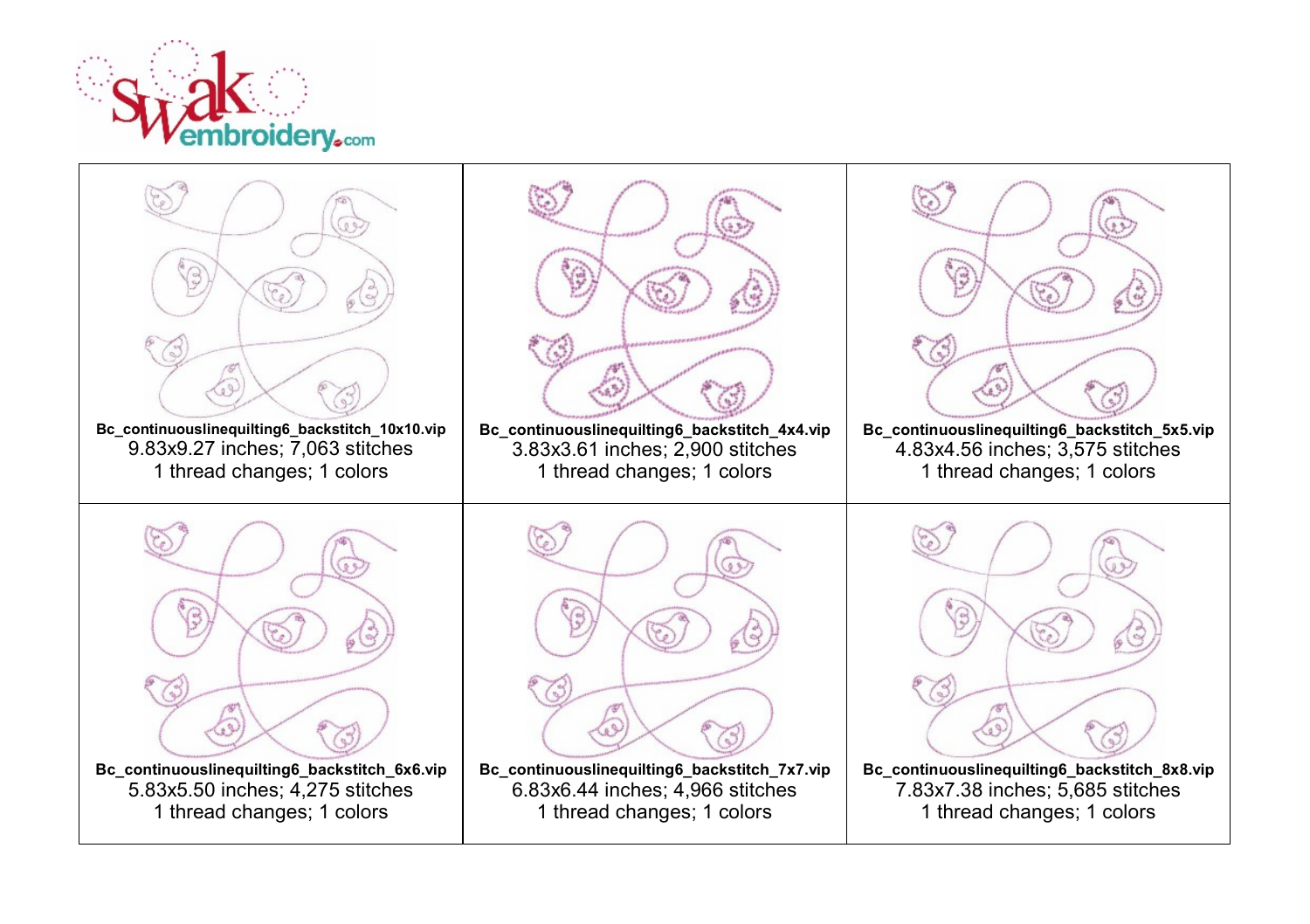| | | |
|---|---|---|
| **Bc_continuouslinequilting6_backstitch_10x10.vip**<br>9.83x9.27 inches; 7,063 stitches<br>1 thread changes; 1 colors | **Bc_continuouslinequilting6_backstitch_4x4.vip**<br>3.83x3.61 inches; 2,900 stitches<br>1 thread changes; 1 colors | **Bc_continuouslinequilting6_backstitch_5x5.vip**<br>4.83x4.56 inches; 3,575 stitches<br>1 thread changes; 1 colors |
| **Bc_continuouslinequilting6_backstitch_6x6.vip**<br>5.83x5.50 inches; 4,275 stitches<br>1 thread changes; 1 colors | **Bc_continuouslinequilting6_backstitch_7x7.vip**<br>6.83x6.44 inches; 4,966 stitches<br>1 thread changes; 1 colors | **Bc_continuouslinequilting6_backstitch_8x8.vip**<br>7.83x7.38 inches; 5,685 stitches<br>1 thread changes; 1 colors |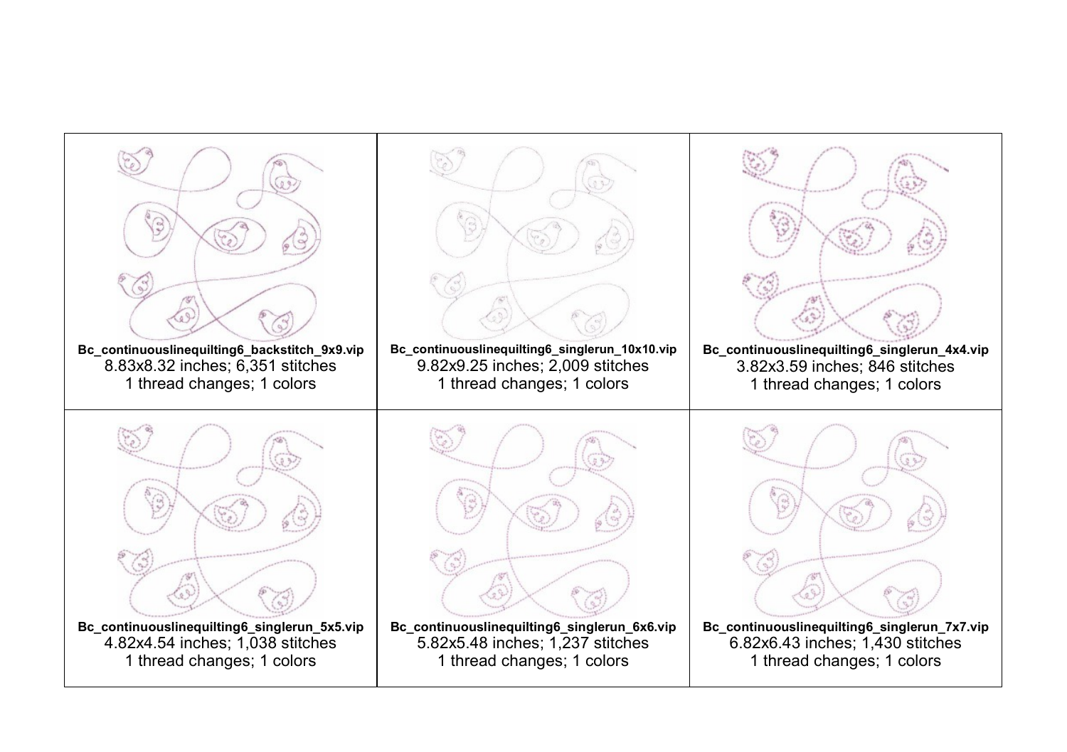| | | |
|---|---|---|
| **Bc_continuouslinequilting6_backstitch_9x9.vip**<br>8.83x8.32 inches; 6,351 stitches<br>1 thread changes; 1 colors | **Bc_continuouslinequilting6_singlerun_10x10.vip**<br>9.82x9.25 inches; 2,009 stitches<br>1 thread changes; 1 colors | **Bc_continuouslinequilting6_singlerun_4x4.vip**<br>3.82x3.59 inches; 846 stitches<br>1 thread changes; 1 colors |
| **Bc_continuouslinequilting6_singlerun_5x5.vip**<br>4.82x4.54 inches; 1,038 stitches<br>1 thread changes; 1 colors | **Bc_continuouslinequilting6_singlerun_6x6.vip**<br>5.82x5.48 inches; 1,237 stitches<br>1 thread changes; 1 colors | **Bc_continuouslinequilting6_singlerun_7x7.vip**<br>6.82x6.43 inches; 1,430 stitches<br>1 thread changes; 1 colors |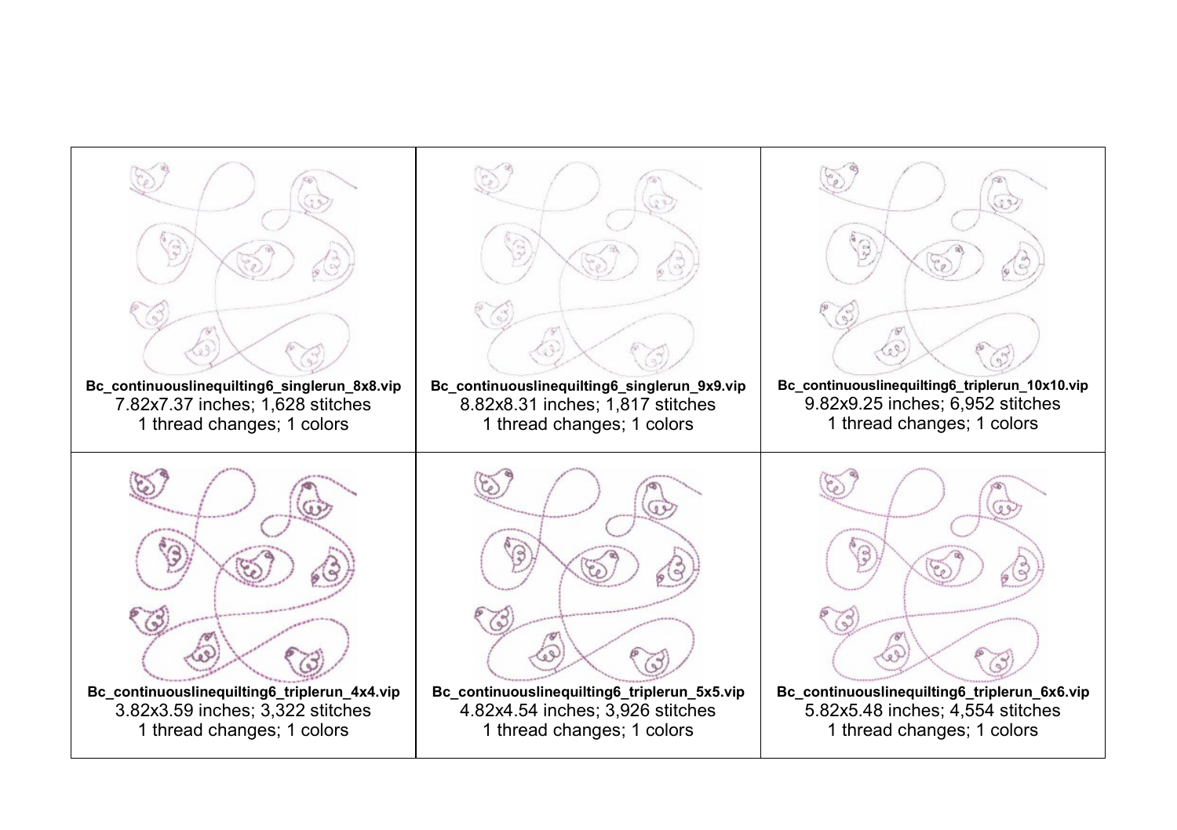| | | |
|---|---|---|
| **Bc_continuouslinequilting6_singlerun_8x8.vip**<br>7.82x7.37 inches; 1,628 stitches<br>1 thread changes; 1 colors | **Bc_continuouslinequilting6_singlerun_9x9.vip**<br>8.82x8.31 inches; 1,817 stitches<br>1 thread changes; 1 colors | **Bc_continuouslinequilting6_triplerun_10x10.vip**<br>9.82x9.25 inches; 6,952 stitches<br>1 thread changes; 1 colors |
| **Bc_continuouslinequilting6_triplerun_4x4.vip**<br>3.82x3.59 inches; 3,322 stitches<br>1 thread changes; 1 colors | **Bc_continuouslinequilting6_triplerun_5x5.vip**<br>4.82x4.54 inches; 3,926 stitches<br>1 thread changes; 1 colors | **Bc_continuouslinequilting6_triplerun_6x6.vip**<br>5.82x5.48 inches; 4,554 stitches<br>1 thread changes; 1 colors |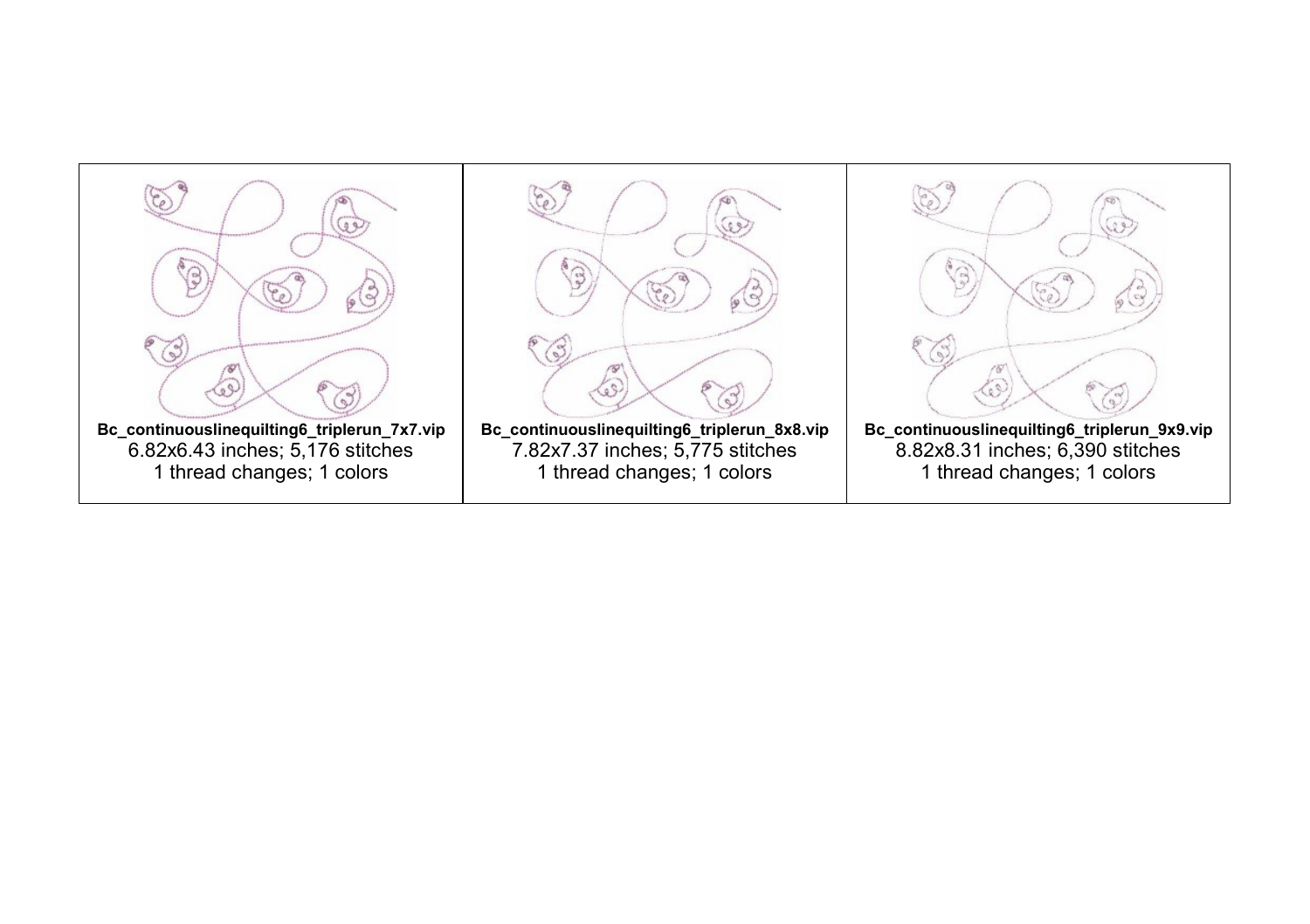| | | |
|---|---|---|
| **Bc_continuouslinequilting6_triplerun_7x7.vip**<br>6.82x6.43 inches; 5,176 stitches<br>1 thread changes; 1 colors | **Bc_continuouslinequilting6_triplerun_8x8.vip**<br>7.82x7.37 inches; 5,775 stitches<br>1 thread changes; 1 colors | **Bc_continuouslinequilting6_triplerun_9x9.vip**<br>8.82x8.31 inches; 6,390 stitches<br>1 thread changes; 1 colors |